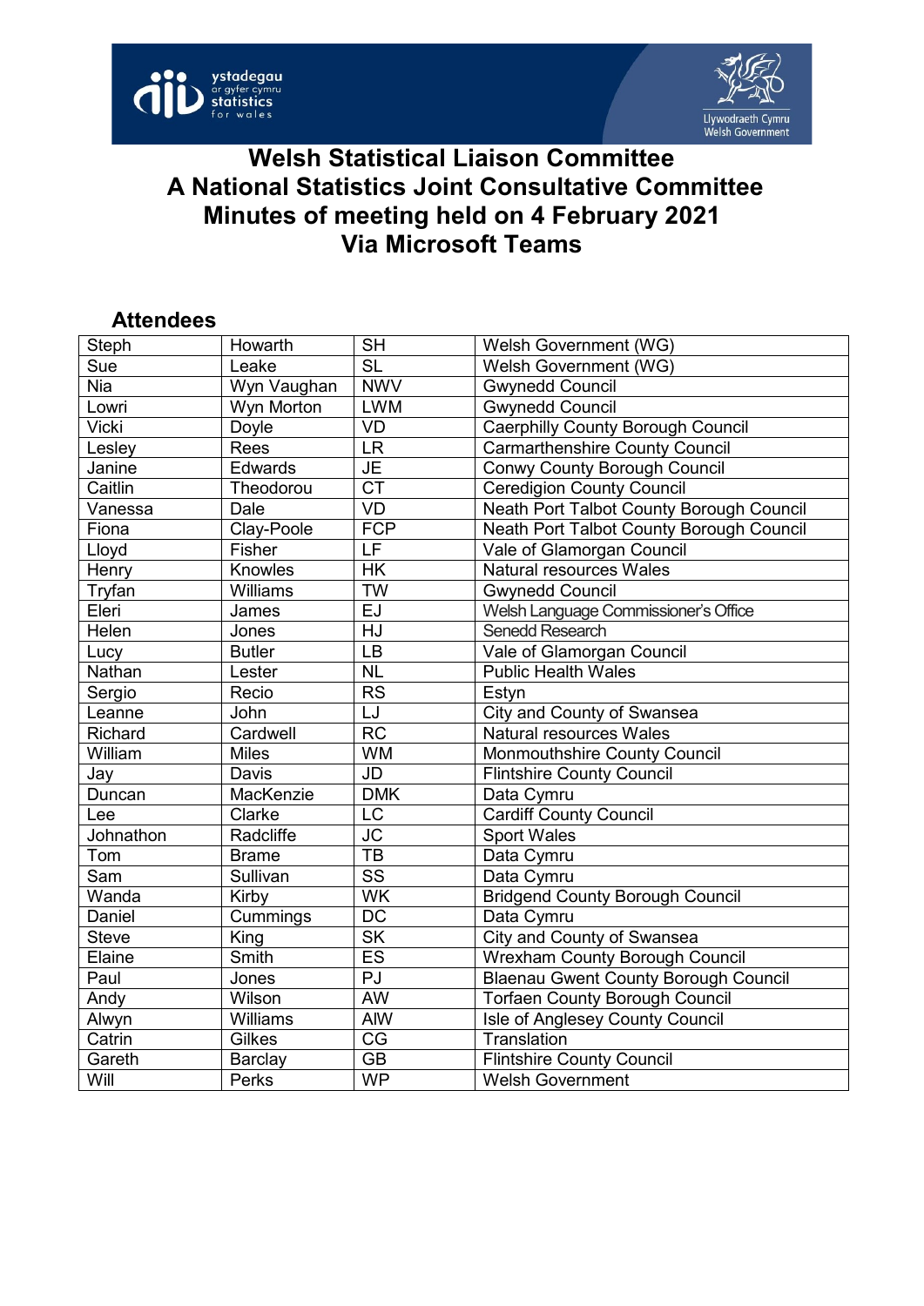# Welsh Statistical Liaison Committee
# A National Statistics Joint Consultative Committee
# Minutes of meeting held on 4 February 2021
# Via Microsoft Teams

## Attendees

| | | | |
|---|---|---|---|
| Steph | Howarth | SH | Welsh Government (WG) |
| Sue | Leake | SL | Welsh Government (WG) |
| Nia | Wyn Vaughan | NWV | Gwynedd Council |
| Lowri | Wyn Morton | LWM | Gwynedd Council |
| Vicki | Doyle | VD | Caerphilly County Borough Council |
| Lesley | Rees | LR | Carmarthenshire County Council |
| Janine | Edwards | JE | Conwy County Borough Council |
| Caitlin | Theodorou | CT | Ceredigion County Council |
| Vanessa | Dale | VD | Neath Port Talbot County Borough Council |
| Fiona | Clay-Poole | FCP | Neath Port Talbot County Borough Council |
| Lloyd | Fisher | LF | Vale of Glamorgan Council |
| Henry | Knowles | HK | Natural resources Wales |
| Tryfan | Williams | TW | Gwynedd Council |
| Eleri | James | EJ | Welsh Language Commissioner's Office |
| Helen | Jones | HJ | Senedd Research |
| Lucy | Butler | LB | Vale of Glamorgan Council |
| Nathan | Lester | NL | Public Health Wales |
| Sergio | Recio | RS | Estyn |
| Leanne | John | LJ | City and County of Swansea |
| Richard | Cardwell | RC | Natural resources Wales |
| William | Miles | WM | Monmouthshire County Council |
| Jay | Davis | JD | Flintshire County Council |
| Duncan | MacKenzie | DMK | Data Cymru |
| Lee | Clarke | LC | Cardiff County Council |
| Johnathon | Radcliffe | JC | Sport Wales |
| Tom | Brame | TB | Data Cymru |
| Sam | Sullivan | SS | Data Cymru |
| Wanda | Kirby | WK | Bridgend County Borough Council |
| Daniel | Cummings | DC | Data Cymru |
| Steve | King | SK | City and County of Swansea |
| Elaine | Smith | ES | Wrexham County Borough Council |
| Paul | Jones | PJ | Blaenau Gwent County Borough Council |
| Andy | Wilson | AW | Torfaen County Borough Council |
| Alwyn | Williams | AlW | Isle of Anglesey County Council |
| Catrin | Gilkes | CG | Translation |
| Gareth | Barclay | GB | Flintshire County Council |
| Will | Perks | WP | Welsh Government |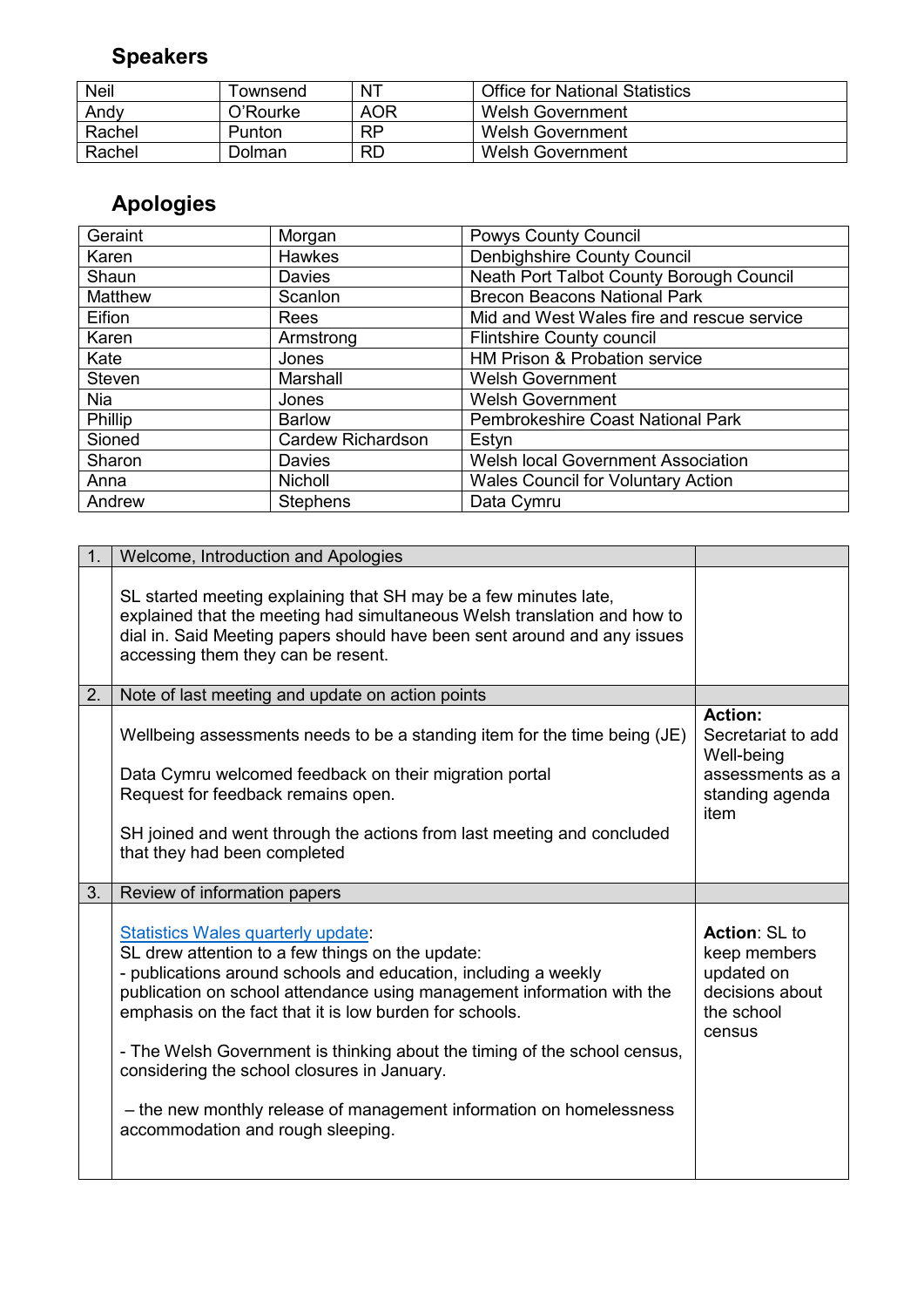## Speakers

| | | | |
|---|---|---|---|
| Neil | Townsend | NT | Office for National Statistics |
| Andy | O'Rourke | AOR | Welsh Government |
| Rachel | Punton | RP | Welsh Government |
| Rachel | Dolman | RD | Welsh Government |

## Apologies

| | | |
|---|---|---|
| Geraint | Morgan | Powys County Council |
| Karen | Hawkes | Denbighshire County Council |
| Shaun | Davies | Neath Port Talbot County Borough Council |
| Matthew | Scanlon | Brecon Beacons National Park |
| Eifion | Rees | Mid and West Wales fire and rescue service |
| Karen | Armstrong | Flintshire County council |
| Kate | Jones | HM Prison & Probation service |
| Steven | Marshall | Welsh Government |
| Nia | Jones | Welsh Government |
| Phillip | Barlow | Pembrokeshire Coast National Park |
| Sioned | Cardew Richardson | Estyn |
| Sharon | Davies | Welsh local Government Association |
| Anna | Nicholl | Wales Council for Voluntary Action |
| Andrew | Stephens | Data Cymru |

| | | |
|---|---|---|
| 1. | Welcome, Introduction and Apologies | |
| | SL started meeting explaining that SH may be a few minutes late, explained that the meeting had simultaneous Welsh translation and how to dial in. Said Meeting papers should have been sent around and any issues accessing them they can be resent. | |
| 2. | Note of last meeting and update on action points | |
| | Wellbeing assessments needs to be a standing item for the time being (JE)<br><br>Data Cymru welcomed feedback on their migration portal<br>Request for feedback remains open.<br><br>SH joined and went through the actions from last meeting and concluded that they had been completed | **Action:** Secretariat to add Well-being assessments as a standing agenda item |
| 3. | Review of information papers | |
| | Statistics Wales quarterly update:<br>SL drew attention to a few things on the update:<br>- publications around schools and education, including a weekly publication on school attendance using management information with the emphasis on the fact that it is low burden for schools.<br><br>- The Welsh Government is thinking about the timing of the school census, considering the school closures in January.<br><br>– the new monthly release of management information on homelessness accommodation and rough sleeping. | **Action**: SL to keep members updated on decisions about the school census |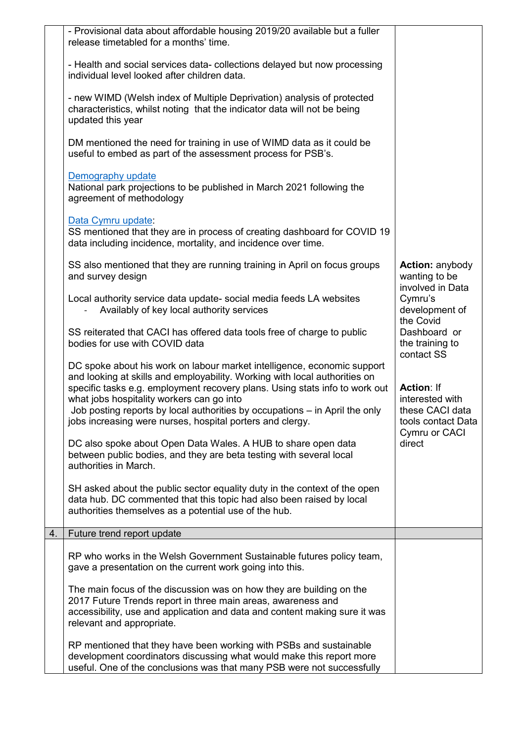| | | |
|---|---|---|
| | - Provisional data about affordable housing 2019/20 available but a fuller release timetabled for a months' time.<br><br>- Health and social services data- collections delayed but now processing individual level looked after children data.<br><br>- new WIMD (Welsh index of Multiple Deprivation) analysis of protected characteristics, whilst noting that the indicator data will not be being updated this year<br><br>DM mentioned the need for training in use of WIMD data as it could be useful to embed as part of the assessment process for PSB's.<br><br>Demography update<br>National park projections to be published in March 2021 following the agreement of methodology<br><br>Data Cymru update:<br>SS mentioned that they are in process of creating dashboard for COVID 19 data including incidence, mortality, and incidence over time.<br><br>SS also mentioned that they are running training in April on focus groups and survey design<br><br>Local authority service data update- social media feeds LA websites<br>- Availably of key local authority services<br><br>SS reiterated that CACI has offered data tools free of charge to public bodies for use with COVID data<br><br>DC spoke about his work on labour market intelligence, economic support and looking at skills and employability. Working with local authorities on specific tasks e.g. employment recovery plans. Using stats info to work out what jobs hospitality workers can go into<br>Job posting reports by local authorities by occupations – in April the only jobs increasing were nurses, hospital porters and clergy.<br><br>DC also spoke about Open Data Wales. A HUB to share open data between public bodies, and they are beta testing with several local authorities in March.<br><br>SH asked about the public sector equality duty in the context of the open data hub. DC commented that this topic had also been raised by local authorities themselves as a potential use of the hub. | **Action:** anybody wanting to be involved in Data Cymru's development of the Covid Dashboard or the training to contact SS<br><br>**Action**: If interested with these CACI data tools contact Data Cymru or CACI direct |
| 4. | Future trend report update | |
| | RP who works in the Welsh Government Sustainable futures policy team, gave a presentation on the current work going into this.<br><br>The main focus of the discussion was on how they are building on the 2017 Future Trends report in three main areas, awareness and accessibility, use and application and data and content making sure it was relevant and appropriate.<br><br>RP mentioned that they have been working with PSBs and sustainable development coordinators discussing what would make this report more useful. One of the conclusions was that many PSB were not successfully | |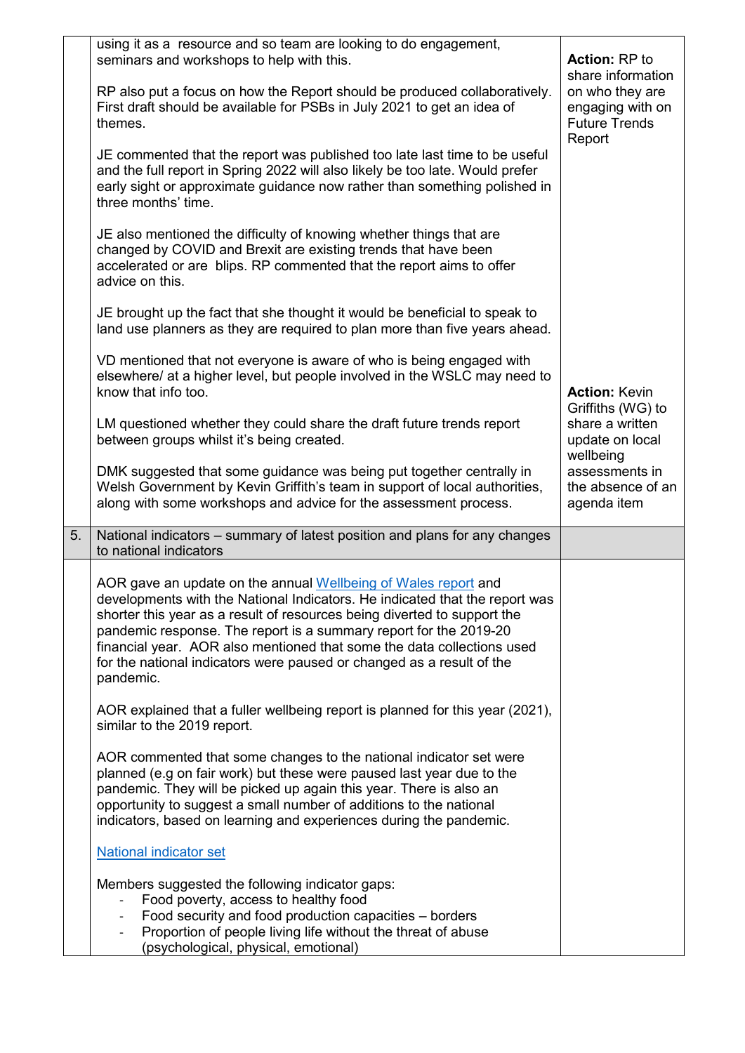| | | |
|---|---|---|
| | using it as a resource and so team are looking to do engagement, seminars and workshops to help with this.<br><br>RP also put a focus on how the Report should be produced collaboratively. First draft should be available for PSBs in July 2021 to get an idea of themes.<br><br>JE commented that the report was published too late last time to be useful and the full report in Spring 2022 will also likely be too late. Would prefer early sight or approximate guidance now rather than something polished in three months' time.<br><br>JE also mentioned the difficulty of knowing whether things that are changed by COVID and Brexit are existing trends that have been accelerated or are blips. RP commented that the report aims to offer advice on this.<br><br>JE brought up the fact that she thought it would be beneficial to speak to land use planners as they are required to plan more than five years ahead.<br><br>VD mentioned that not everyone is aware of who is being engaged with elsewhere/ at a higher level, but people involved in the WSLC may need to know that info too.<br><br>LM questioned whether they could share the draft future trends report between groups whilst it's being created.<br><br>DMK suggested that some guidance was being put together centrally in Welsh Government by Kevin Griffith's team in support of local authorities, along with some workshops and advice for the assessment process. | **Action:** RP to share information on who they are engaging with on Future Trends Report<br><br>**Action:** Kevin Griffiths (WG) to share a written update on local wellbeing assessments in the absence of an agenda item |
| 5. | National indicators – summary of latest position and plans for any changes to national indicators | |
| | AOR gave an update on the annual [Wellbeing of Wales report]() and developments with the National Indicators. He indicated that the report was shorter this year as a result of resources being diverted to support the pandemic response. The report is a summary report for the 2019-20 financial year. AOR also mentioned that some the data collections used for the national indicators were paused or changed as a result of the pandemic.<br><br>AOR explained that a fuller wellbeing report is planned for this year (2021), similar to the 2019 report.<br><br>AOR commented that some changes to the national indicator set were planned (e.g on fair work) but these were paused last year due to the pandemic. They will be picked up again this year. There is also an opportunity to suggest a small number of additions to the national indicators, based on learning and experiences during the pandemic.<br><br>[National indicator set]()<br><br>Members suggested the following indicator gaps:<br>- Food poverty, access to healthy food<br>- Food security and food production capacities – borders<br>- Proportion of people living life without the threat of abuse (psychological, physical, emotional) | |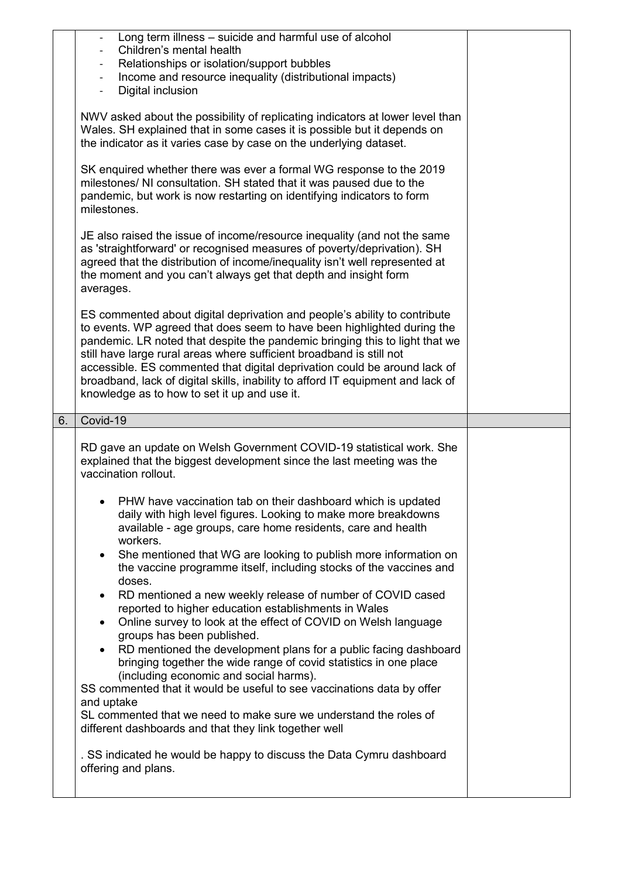| | | |
|---|---|---|
| | - Long term illness – suicide and harmful use of alcohol<br>- Children's mental health<br>- Relationships or isolation/support bubbles<br>- Income and resource inequality (distributional impacts)<br>- Digital inclusion<br><br>NWV asked about the possibility of replicating indicators at lower level than Wales. SH explained that in some cases it is possible but it depends on the indicator as it varies case by case on the underlying dataset.<br><br>SK enquired whether there was ever a formal WG response to the 2019 milestones/ NI consultation. SH stated that it was paused due to the pandemic, but work is now restarting on identifying indicators to form milestones.<br><br>JE also raised the issue of income/resource inequality (and not the same as 'straightforward' or recognised measures of poverty/deprivation). SH agreed that the distribution of income/inequality isn't well represented at the moment and you can't always get that depth and insight form averages.<br><br>ES commented about digital deprivation and people's ability to contribute to events. WP agreed that does seem to have been highlighted during the pandemic. LR noted that despite the pandemic bringing this to light that we still have large rural areas where sufficient broadband is still not accessible. ES commented that digital deprivation could be around lack of broadband, lack of digital skills, inability to afford IT equipment and lack of knowledge as to how to set it up and use it. | |
| 6. | Covid-19 | |
| | RD gave an update on Welsh Government COVID-19 statistical work. She explained that the biggest development since the last meeting was the vaccination rollout.<br><br>• PHW have vaccination tab on their dashboard which is updated daily with high level figures. Looking to make more breakdowns available - age groups, care home residents, care and health workers.<br>• She mentioned that WG are looking to publish more information on the vaccine programme itself, including stocks of the vaccines and doses.<br>• RD mentioned a new weekly release of number of COVID cased reported to higher education establishments in Wales<br>• Online survey to look at the effect of COVID on Welsh language groups has been published.<br>• RD mentioned the development plans for a public facing dashboard bringing together the wide range of covid statistics in one place (including economic and social harms).<br><br>SS commented that it would be useful to see vaccinations data by offer and uptake<br>SL commented that we need to make sure we understand the roles of different dashboards and that they link together well<br><br>. SS indicated he would be happy to discuss the Data Cymru dashboard offering and plans. | |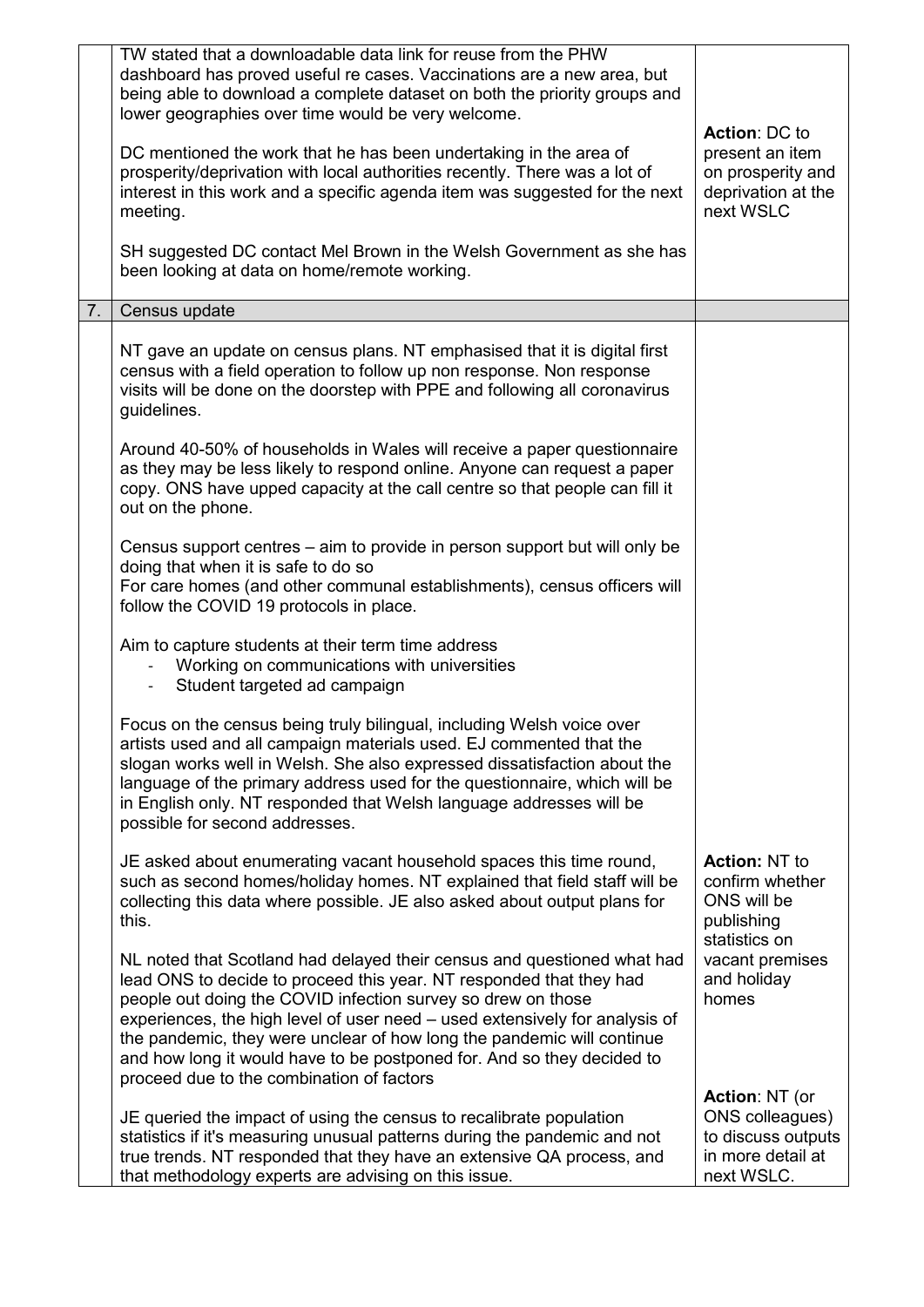| | | |
|---|---|---|
| | TW stated that a downloadable data link for reuse from the PHW dashboard has proved useful re cases. Vaccinations are a new area, but being able to download a complete dataset on both the priority groups and lower geographies over time would be very welcome.<br><br>DC mentioned the work that he has been undertaking in the area of prosperity/deprivation with local authorities recently. There was a lot of interest in this work and a specific agenda item was suggested for the next meeting.<br><br>SH suggested DC contact Mel Brown in the Welsh Government as she has been looking at data on home/remote working. | **Action**: DC to present an item on prosperity and deprivation at the next WSLC |
| 7. | Census update | |
| | NT gave an update on census plans. NT emphasised that it is digital first census with a field operation to follow up non response. Non response visits will be done on the doorstep with PPE and following all coronavirus guidelines.<br><br>Around 40-50% of households in Wales will receive a paper questionnaire as they may be less likely to respond online. Anyone can request a paper copy. ONS have upped capacity at the call centre so that people can fill it out on the phone.<br><br>Census support centres – aim to provide in person support but will only be doing that when it is safe to do so<br>For care homes (and other communal establishments), census officers will follow the COVID 19 protocols in place.<br><br>Aim to capture students at their term time address<br>- Working on communications with universities<br>- Student targeted ad campaign<br><br>Focus on the census being truly bilingual, including Welsh voice over artists used and all campaign materials used. EJ commented that the slogan works well in Welsh. She also expressed dissatisfaction about the language of the primary address used for the questionnaire, which will be in English only. NT responded that Welsh language addresses will be possible for second addresses.<br><br>JE asked about enumerating vacant household spaces this time round, such as second homes/holiday homes. NT explained that field staff will be collecting this data where possible. JE also asked about output plans for this.<br><br>NL noted that Scotland had delayed their census and questioned what had lead ONS to decide to proceed this year. NT responded that they had people out doing the COVID infection survey so drew on those experiences, the high level of user need – used extensively for analysis of the pandemic, they were unclear of how long the pandemic will continue and how long it would have to be postponed for. And so they decided to proceed due to the combination of factors<br><br>JE queried the impact of using the census to recalibrate population statistics if it's measuring unusual patterns during the pandemic and not true trends. NT responded that they have an extensive QA process, and that methodology experts are advising on this issue. | **Action:** NT to confirm whether ONS will be publishing statistics on vacant premises and holiday homes<br><br>**Action**: NT (or ONS colleagues) to discuss outputs in more detail at next WSLC. |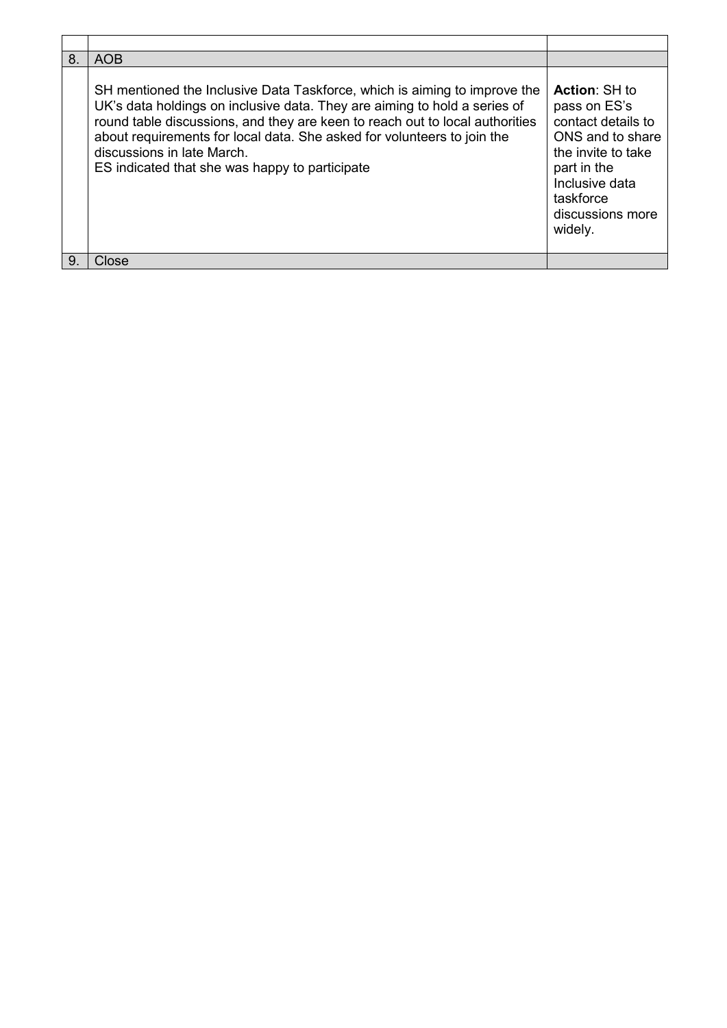| | | |
|---|---|---|
| 8. | AOB | |
| | SH mentioned the Inclusive Data Taskforce, which is aiming to improve the UK's data holdings on inclusive data. They are aiming to hold a series of round table discussions, and they are keen to reach out to local authorities about requirements for local data. She asked for volunteers to join the discussions in late March.<br>ES indicated that she was happy to participate | **Action**: SH to pass on ES's contact details to ONS and to share the invite to take part in the Inclusive data taskforce discussions more widely. |
| 9. | Close | |